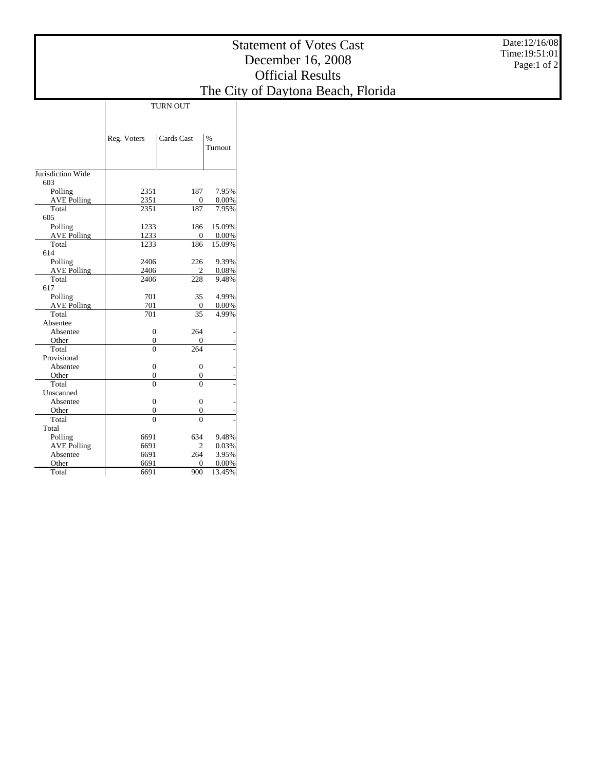# Statement of Votes Cast
# December 16, 2008
# Official Results
# The City of Daytona Beach, Florida

Date:12/16/08
Time:19:51:01

| | TURN OUT | | |
|---|---|---|---|
| | Reg. Voters | Cards Cast | % Turnout |
| Jurisdiction Wide | | | |
| 603 | | | |
| Polling | 2351 | 187 | 7.95% |
| AVE Polling | 2351 | 0 | 0.00% |
| Total | 2351 | 187 | 7.95% |
| 605 | | | |
| Polling | 1233 | 186 | 15.09% |
| AVE Polling | 1233 | 0 | 0.00% |
| Total | 1233 | 186 | 15.09% |
| 614 | | | |
| Polling | 2406 | 226 | 9.39% |
| AVE Polling | 2406 | 2 | 0.08% |
| Total | 2406 | 228 | 9.48% |
| 617 | | | |
| Polling | 701 | 35 | 4.99% |
| AVE Polling | 701 | 0 | 0.00% |
| Total | 701 | 35 | 4.99% |
| Absentee | | | |
| Absentee | 0 | 264 | - |
| Other | 0 | 0 | - |
| Total | 0 | 264 | - |
| Provisional | | | |
| Absentee | 0 | 0 | - |
| Other | 0 | 0 | - |
| Total | 0 | 0 | - |
| Unscanned | | | |
| Absentee | 0 | 0 | - |
| Other | 0 | 0 | - |
| Total | 0 | 0 | - |
| Total | | | |
| Polling | 6691 | 634 | 9.48% |
| AVE Polling | 6691 | 2 | 0.03% |
| Absentee | 6691 | 264 | 3.95% |
| Other | 6691 | 0 | 0.00% |
| Total | 6691 | 900 | 13.45% |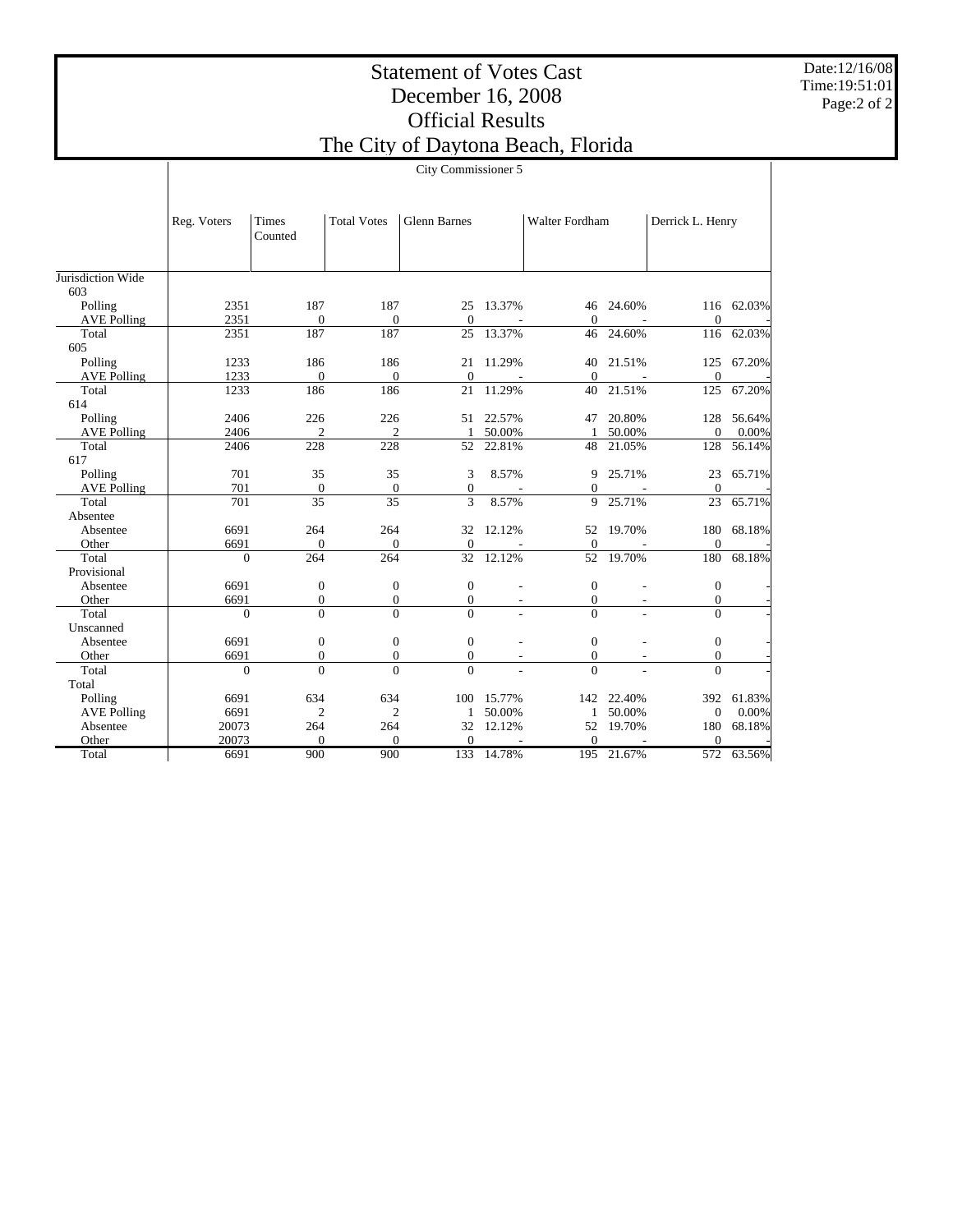# Statement of Votes Cast
# December 16, 2008
# Official Results
# The City of Daytona Beach, Florida

Date:12/16/08
Time:19:51:01

City Commissioner 5

| | Reg. Voters | Times Counted | Total Votes | Glenn Barnes | | Walter Fordham | | Derrick L. Henry | |
|---|---|---|---|---|---|---|---|---|---|
| Jurisdiction Wide | | | | | | | | | |
| 603 | | | | | | | | | |
| Polling | 2351 | 187 | 187 | 25 | 13.37% | 46 | 24.60% | 116 | 62.03% |
| AVE Polling | 2351 | 0 | 0 | 0 | - | 0 | - | 0 | - |
| Total | 2351 | 187 | 187 | 25 | 13.37% | 46 | 24.60% | 116 | 62.03% |
| 605 | | | | | | | | | |
| Polling | 1233 | 186 | 186 | 21 | 11.29% | 40 | 21.51% | 125 | 67.20% |
| AVE Polling | 1233 | 0 | 0 | 0 | - | 0 | - | 0 | - |
| Total | 1233 | 186 | 186 | 21 | 11.29% | 40 | 21.51% | 125 | 67.20% |
| 614 | | | | | | | | | |
| Polling | 2406 | 226 | 226 | 51 | 22.57% | 47 | 20.80% | 128 | 56.64% |
| AVE Polling | 2406 | 2 | 2 | 1 | 50.00% | 1 | 50.00% | 0 | 0.00% |
| Total | 2406 | 228 | 228 | 52 | 22.81% | 48 | 21.05% | 128 | 56.14% |
| 617 | | | | | | | | | |
| Polling | 701 | 35 | 35 | 3 | 8.57% | 9 | 25.71% | 23 | 65.71% |
| AVE Polling | 701 | 0 | 0 | 0 | - | 0 | - | 0 | - |
| Total | 701 | 35 | 35 | 3 | 8.57% | 9 | 25.71% | 23 | 65.71% |
| Absentee | | | | | | | | | |
| Absentee | 6691 | 264 | 264 | 32 | 12.12% | 52 | 19.70% | 180 | 68.18% |
| Other | 6691 | 0 | 0 | 0 | - | 0 | - | 0 | - |
| Total | 0 | 264 | 264 | 32 | 12.12% | 52 | 19.70% | 180 | 68.18% |
| Provisional | | | | | | | | | |
| Absentee | 6691 | 0 | 0 | 0 | - | 0 | - | 0 | - |
| Other | 6691 | 0 | 0 | 0 | - | 0 | - | 0 | - |
| Total | 0 | 0 | 0 | 0 | - | 0 | - | 0 | - |
| Unscanned | | | | | | | | | |
| Absentee | 6691 | 0 | 0 | 0 | - | 0 | - | 0 | - |
| Other | 6691 | 0 | 0 | 0 | - | 0 | - | 0 | - |
| Total | 0 | 0 | 0 | 0 | - | 0 | - | 0 | - |
| Total | | | | | | | | | |
| Polling | 6691 | 634 | 634 | 100 | 15.77% | 142 | 22.40% | 392 | 61.83% |
| AVE Polling | 6691 | 2 | 2 | 1 | 50.00% | 1 | 50.00% | 0 | 0.00% |
| Absentee | 20073 | 264 | 264 | 32 | 12.12% | 52 | 19.70% | 180 | 68.18% |
| Other | 20073 | 0 | 0 | 0 | - | 0 | - | 0 | - |
| Total | 6691 | 900 | 900 | 133 | 14.78% | 195 | 21.67% | 572 | 63.56% |